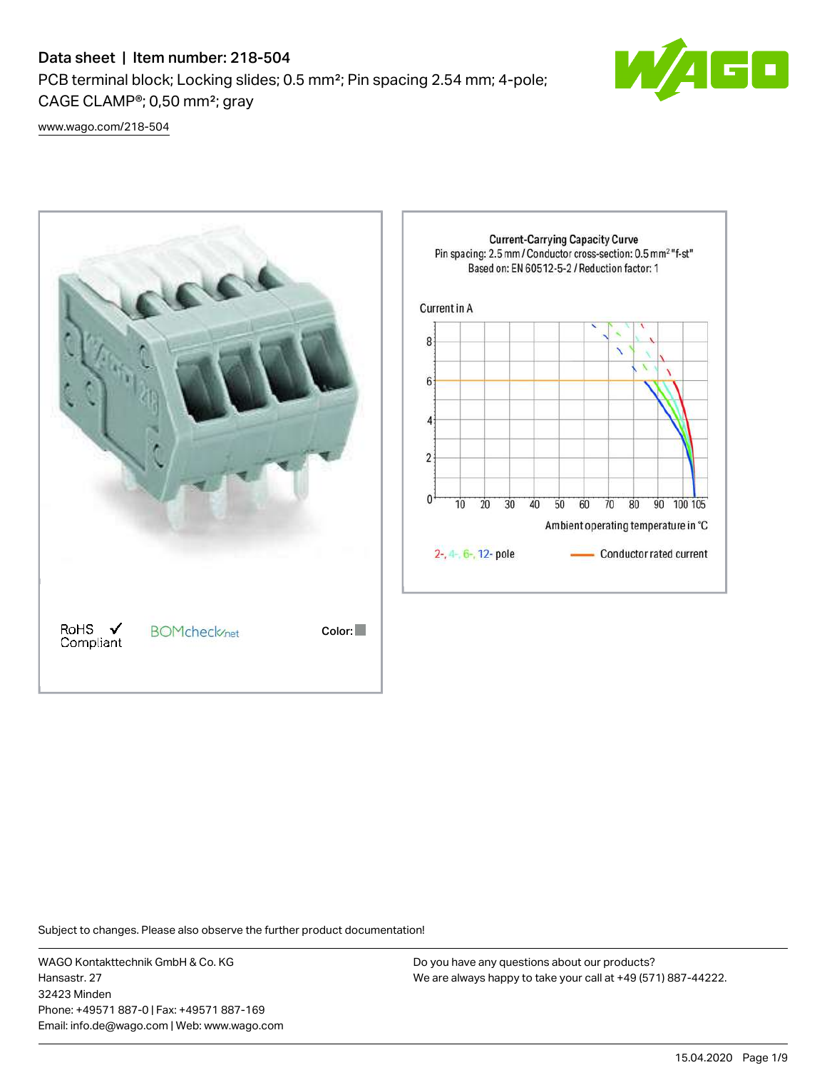# Data sheet | Item number: 218-504

PCB terminal block; Locking slides; 0.5 mm²; Pin spacing 2.54 mm; 4-pole; CAGE CLAMP®; 0,50 mm²; gray

www.wago.com/218-504

RoHS ✓ Compliant

BOMcheck.net

Color:

**Current-Carrying Capacity Curve**
Pin spacing: 2.5 mm / Conductor cross-section: 0.5 mm² "f-st"
Based on: EN 60512-5-2 / Reduction factor: 1

Current in A

Ambient operating temperature in °C

2-, 4-, 6-, 12- pole

Conductor rated current

Subject to changes. Please also observe the further product documentation!

WAGO Kontakttechnik GmbH & Co. KG
Hansastr. 27
32423 Minden
Phone: +49571 887-0 | Fax: +49571 887-169
Email: info.de@wago.com | Web: www.wago.com

Do you have any questions about our products?
We are always happy to take your call at +49 (571) 887-44222.

15.04.2020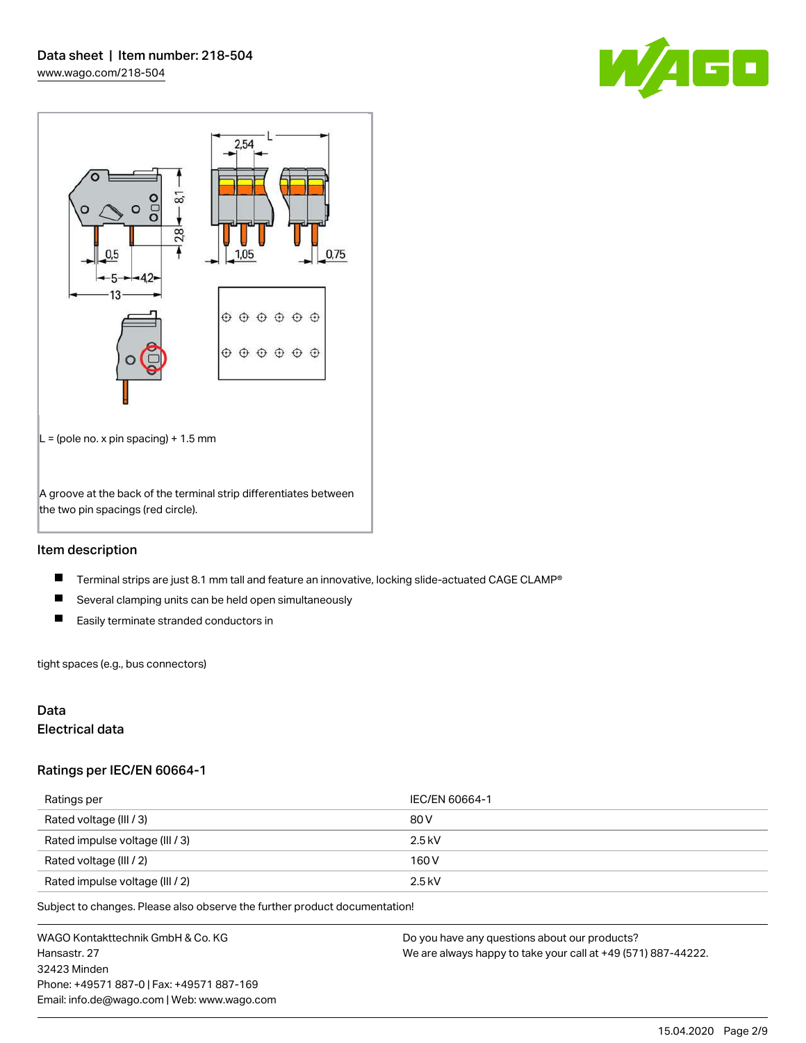L = (pole no. x pin spacing) + 1.5 mm

A groove at the back of the terminal strip differentiates between the two pin spacings (red circle).

## Item description

- Terminal strips are just 8.1 mm tall and feature an innovative, locking slide-actuated CAGE CLAMP®
- Several clamping units can be held open simultaneously
- Easily terminate stranded conductors in

tight spaces (e.g., bus connectors)

## Data

### Electrical data

### Ratings per IEC/EN 60664-1

| Ratings per | IEC/EN 60664-1 |
| --- | --- |
| Rated voltage (III / 3) | 80 V |
| Rated impulse voltage (III / 3) | 2.5 kV |
| Rated voltage (III / 2) | 160 V |
| Rated impulse voltage (III / 2) | 2.5 kV |

Subject to changes. Please also observe the further product documentation!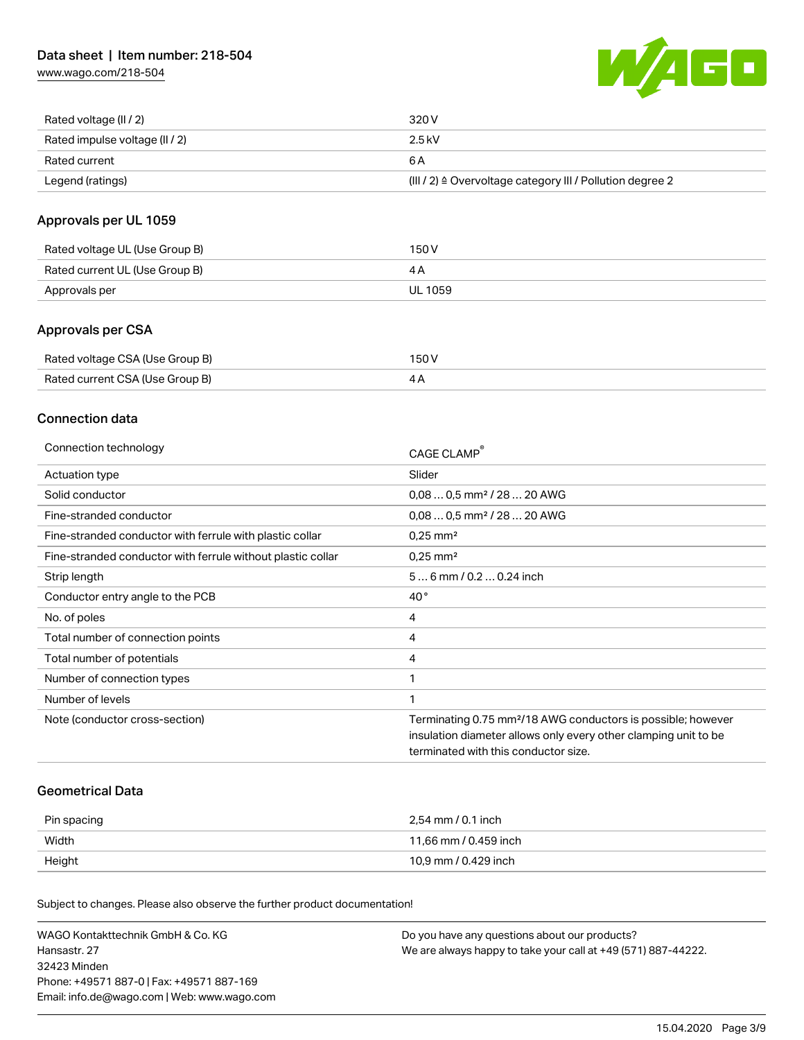| | |
|---|---|
| Rated voltage (II / 2) | 320 V |
| Rated impulse voltage (II / 2) | 2.5 kV |
| Rated current | 6 A |
| Legend (ratings) | (III / 2) ≙ Overvoltage category III / Pollution degree 2 |

## Approvals per UL 1059

| | |
|---|---|
| Rated voltage UL (Use Group B) | 150 V |
| Rated current UL (Use Group B) | 4 A |
| Approvals per | UL 1059 |

## Approvals per CSA

| | |
|---|---|
| Rated voltage CSA (Use Group B) | 150 V |
| Rated current CSA (Use Group B) | 4 A |

## Connection data

| | |
|---|---|
| Connection technology | CAGE CLAMP® |
| Actuation type | Slider |
| Solid conductor | 0,08 … 0,5 mm² / 28 … 20 AWG |
| Fine-stranded conductor | 0,08 … 0,5 mm² / 28 … 20 AWG |
| Fine-stranded conductor with ferrule with plastic collar | 0,25 mm² |
| Fine-stranded conductor with ferrule without plastic collar | 0,25 mm² |
| Strip length | 5 … 6 mm / 0.2 … 0.24 inch |
| Conductor entry angle to the PCB | 40 ° |
| No. of poles | 4 |
| Total number of connection points | 4 |
| Total number of potentials | 4 |
| Number of connection types | 1 |
| Number of levels | 1 |
| Note (conductor cross-section) | Terminating 0.75 mm²/18 AWG conductors is possible; however insulation diameter allows only every other clamping unit to be terminated with this conductor size. |

## Geometrical Data

| | |
|---|---|
| Pin spacing | 2,54 mm / 0.1 inch |
| Width | 11,66 mm / 0.459 inch |
| Height | 10,9 mm / 0.429 inch |

Subject to changes. Please also observe the further product documentation!

WAGO Kontakttechnik GmbH & Co. KG
Hansastr. 27
32423 Minden
Phone: +49571 887-0 | Fax: +49571 887-169
Email: info.de@wago.com | Web: www.wago.com

Do you have any questions about our products?
We are always happy to take your call at +49 (571) 887-44222.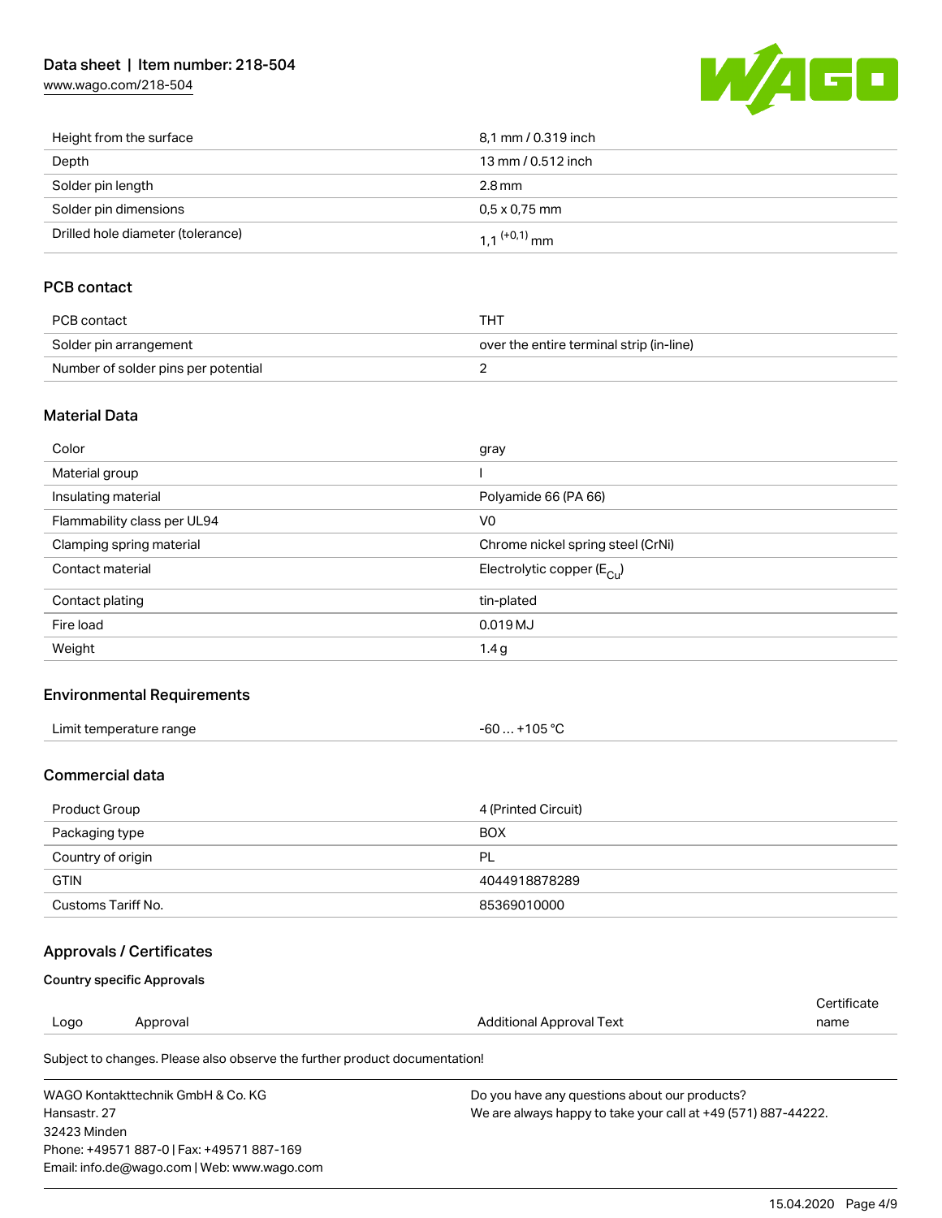| | |
|---|---|
| Height from the surface | 8,1 mm / 0.319 inch |
| Depth | 13 mm / 0.512 inch |
| Solder pin length | 2.8 mm |
| Solder pin dimensions | 0,5 x 0,75 mm |
| Drilled hole diameter (tolerance) | $1,1^{(+0,1)}$ mm |

## PCB contact

| | |
|---|---|
| PCB contact | THT |
| Solder pin arrangement | over the entire terminal strip (in-line) |
| Number of solder pins per potential | 2 |

## Material Data

| | |
|---|---|
| Color | gray |
| Material group | I |
| Insulating material | Polyamide 66 (PA 66) |
| Flammability class per UL94 | V0 |
| Clamping spring material | Chrome nickel spring steel (CrNi) |
| Contact material | Electrolytic copper ($E_{Cu}$) |
| Contact plating | tin-plated |
| Fire load | 0.019 MJ |
| Weight | 1.4 g |

## Environmental Requirements

| | |
|---|---|
| Limit temperature range | -60 … +105 °C |

## Commercial data

| | |
|---|---|
| Product Group | 4 (Printed Circuit) |
| Packaging type | BOX |
| Country of origin | PL |
| GTIN | 4044918878289 |
| Customs Tariff No. | 85369010000 |

## Approvals / Certificates

### Country specific Approvals

| Logo | Approval | Additional Approval Text | Certificate name |
|---|---|---|---|

Subject to changes. Please also observe the further product documentation!

WAGO Kontakttechnik GmbH & Co. KG
Hansastr. 27
32423 Minden
Phone: +49571 887-0 | Fax: +49571 887-169
Email: info.de@wago.com | Web: www.wago.com

Do you have any questions about our products?
We are always happy to take your call at +49 (571) 887-44222.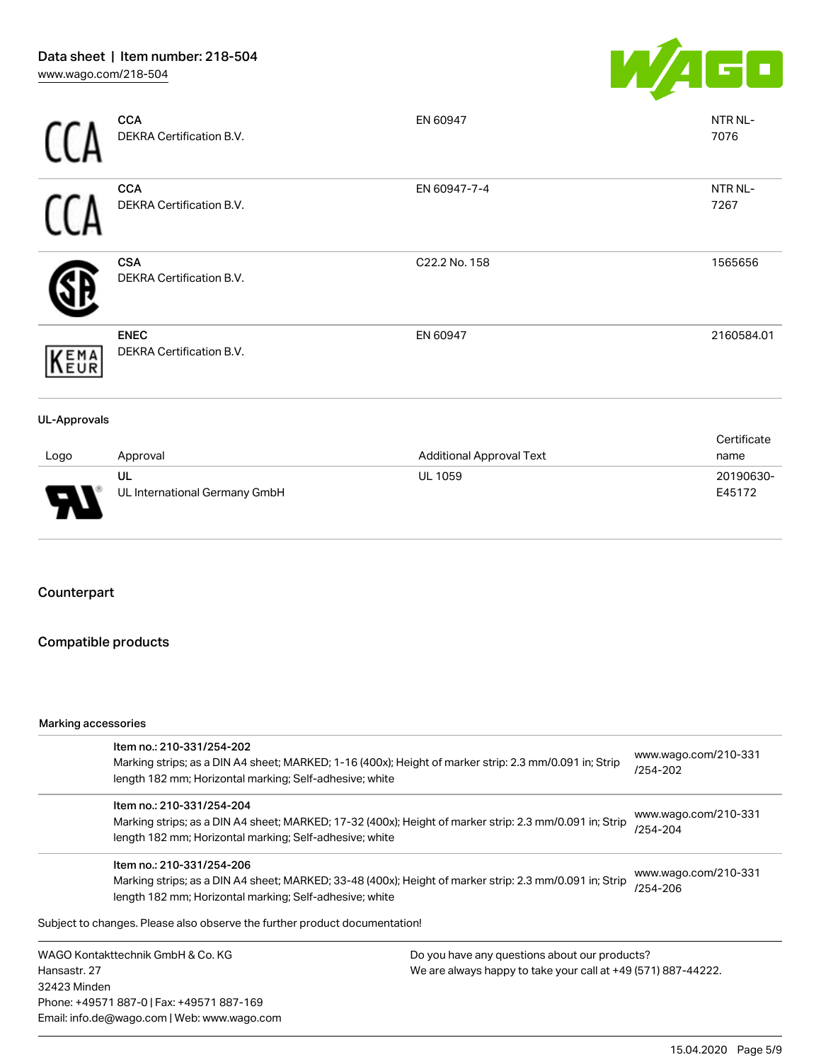| Logo | Approval | Additional Approval Text | Certificate name |
| --- | --- | --- | --- |
| | **CCA**<br>DEKRA Certification B.V. | EN 60947 | NTR NL-7076 |
| | **CCA**<br>DEKRA Certification B.V. | EN 60947-7-4 | NTR NL-7267 |
| | **CSA**<br>DEKRA Certification B.V. | C22.2 No. 158 | 1565656 |
| | **ENEC**<br>DEKRA Certification B.V. | EN 60947 | 2160584.01 |

**UL-Approvals**

| Logo | Approval | Additional Approval Text | Certificate name |
| --- | --- | --- | --- |
| | **UL**<br>UL International Germany GmbH | UL 1059 | 20190630-E45172 |

## Counterpart

## Compatible products

**Marking accessories**

| | |
| --- | --- |
| Item no.: 210-331/254-202<br>Marking strips; as a DIN A4 sheet; MARKED; 1-16 (400x); Height of marker strip: 2.3 mm/0.091 in; Strip length 182 mm; Horizontal marking; Self-adhesive; white | www.wago.com/210-331/254-202 |
| Item no.: 210-331/254-204<br>Marking strips; as a DIN A4 sheet; MARKED; 17-32 (400x); Height of marker strip: 2.3 mm/0.091 in; Strip length 182 mm; Horizontal marking; Self-adhesive; white | www.wago.com/210-331/254-204 |
| Item no.: 210-331/254-206<br>Marking strips; as a DIN A4 sheet; MARKED; 33-48 (400x); Height of marker strip: 2.3 mm/0.091 in; Strip length 182 mm; Horizontal marking; Self-adhesive; white | www.wago.com/210-331/254-206 |

Subject to changes. Please also observe the further product documentation!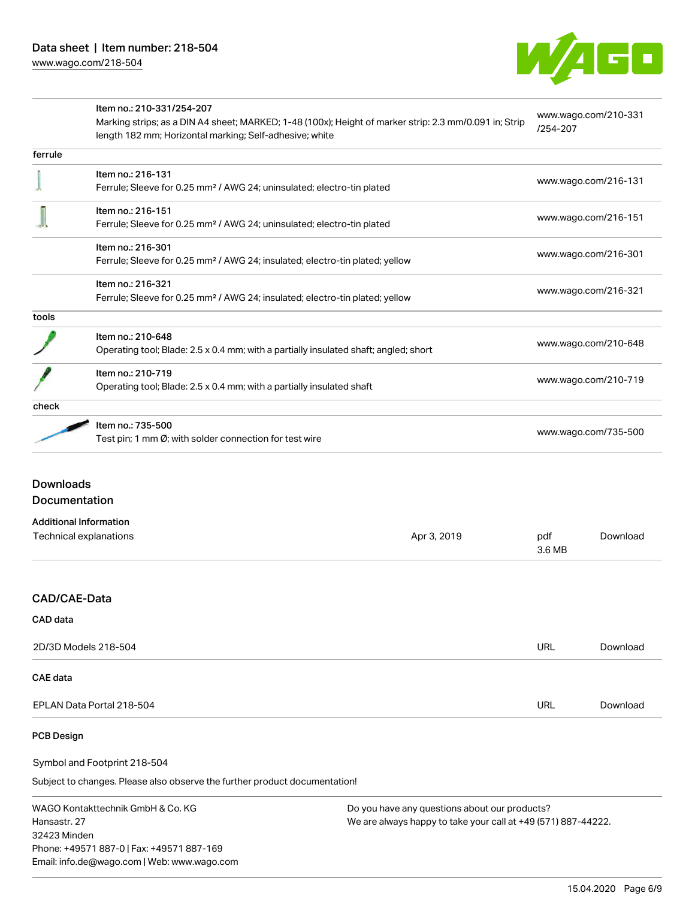| | | |
|---|---|---|
| | Item no.: 210-331/254-207<br>Marking strips; as a DIN A4 sheet; MARKED; 1-48 (100x); Height of marker strip: 2.3 mm/0.091 in; Strip length 182 mm; Horizontal marking; Self-adhesive; white | www.wago.com/210-331/254-207 |
| ferrule | | |
| | Item no.: 216-131<br>Ferrule; Sleeve for 0.25 mm² / AWG 24; uninsulated; electro-tin plated | www.wago.com/216-131 |
| | Item no.: 216-151<br>Ferrule; Sleeve for 0.25 mm² / AWG 24; uninsulated; electro-tin plated | www.wago.com/216-151 |
| | Item no.: 216-301<br>Ferrule; Sleeve for 0.25 mm² / AWG 24; insulated; electro-tin plated; yellow | www.wago.com/216-301 |
| | Item no.: 216-321<br>Ferrule; Sleeve for 0.25 mm² / AWG 24; insulated; electro-tin plated; yellow | www.wago.com/216-321 |
| tools | | |
| | Item no.: 210-648<br>Operating tool; Blade: 2.5 x 0.4 mm; with a partially insulated shaft; angled; short | www.wago.com/210-648 |
| | Item no.: 210-719<br>Operating tool; Blade: 2.5 x 0.4 mm; with a partially insulated shaft | www.wago.com/210-719 |
| check | | |
| | Item no.: 735-500<br>Test pin; 1 mm Ø; with solder connection for test wire | www.wago.com/735-500 |

## Downloads
## Documentation

### Additional Information

| | | | |
|---|---|---|---|
| Technical explanations | Apr 3, 2019 | pdf<br>3.6 MB | Download |

## CAD/CAE-Data

### CAD data

| | | |
|---|---|---|
| 2D/3D Models 218-504 | URL | Download |

### CAE data

| | | |
|---|---|---|
| EPLAN Data Portal 218-504 | URL | Download |

### PCB Design

Symbol and Footprint 218-504

Subject to changes. Please also observe the further product documentation!

WAGO Kontakttechnik GmbH & Co. KG
Hansastr. 27
32423 Minden
Phone: +49571 887-0 | Fax: +49571 887-169
Email: info.de@wago.com | Web: www.wago.com

Do you have any questions about our products?
We are always happy to take your call at +49 (571) 887-44222.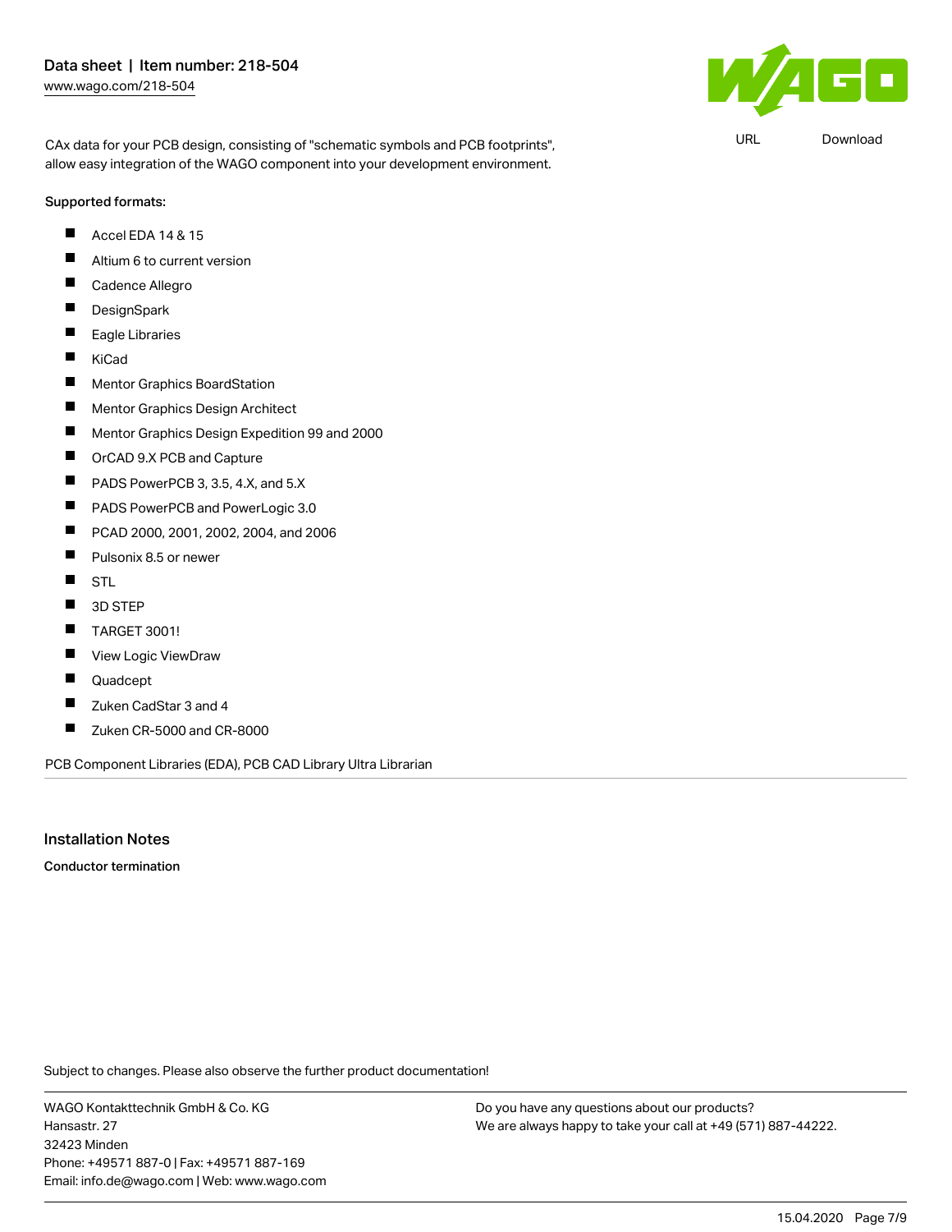CAx data for your PCB design, consisting of "schematic symbols and PCB footprints", allow easy integration of the WAGO component into your development environment.

URL Download

**Supported formats:**

- Accel EDA 14 & 15
- Altium 6 to current version
- Cadence Allegro
- DesignSpark
- Eagle Libraries
- KiCad
- Mentor Graphics BoardStation
- Mentor Graphics Design Architect
- Mentor Graphics Design Expedition 99 and 2000
- OrCAD 9.X PCB and Capture
- PADS PowerPCB 3, 3.5, 4.X, and 5.X
- PADS PowerPCB and PowerLogic 3.0
- PCAD 2000, 2001, 2002, 2004, and 2006
- Pulsonix 8.5 or newer
- STL
- 3D STEP
- TARGET 3001!
- View Logic ViewDraw
- Quadcept
- Zuken CadStar 3 and 4
- Zuken CR-5000 and CR-8000

PCB Component Libraries (EDA), PCB CAD Library Ultra Librarian

## Installation Notes

**Conductor termination**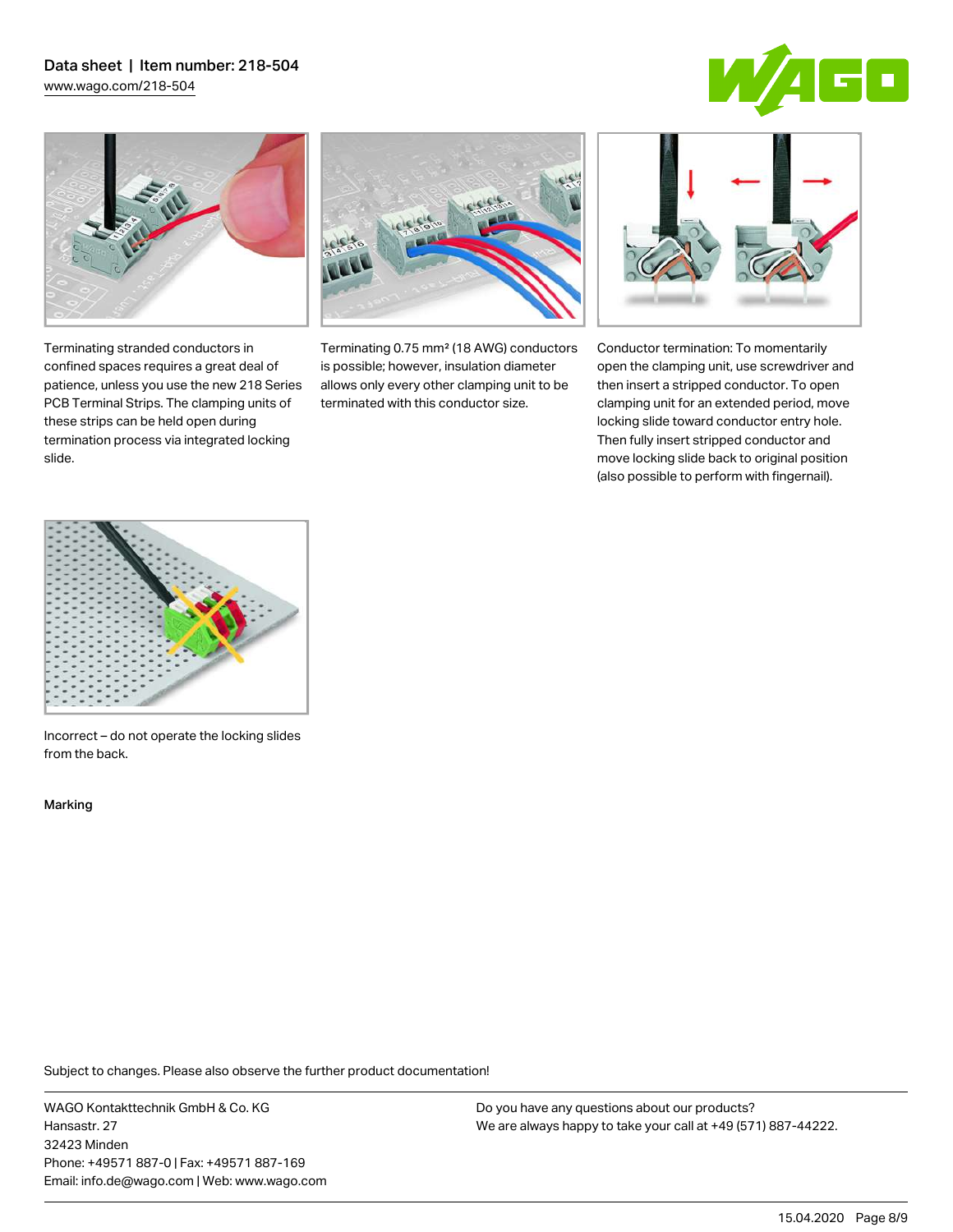Terminating stranded conductors in confined spaces requires a great deal of patience, unless you use the new 218 Series PCB Terminal Strips. The clamping units of these strips can be held open during termination process via integrated locking slide.

Terminating 0.75 mm² (18 AWG) conductors is possible; however, insulation diameter allows only every other clamping unit to be terminated with this conductor size.

Conductor termination: To momentarily open the clamping unit, use screwdriver and then insert a stripped conductor. To open clamping unit for an extended period, move locking slide toward conductor entry hole. Then fully insert stripped conductor and move locking slide back to original position (also possible to perform with fingernail).

Incorrect – do not operate the locking slides from the back.

Marking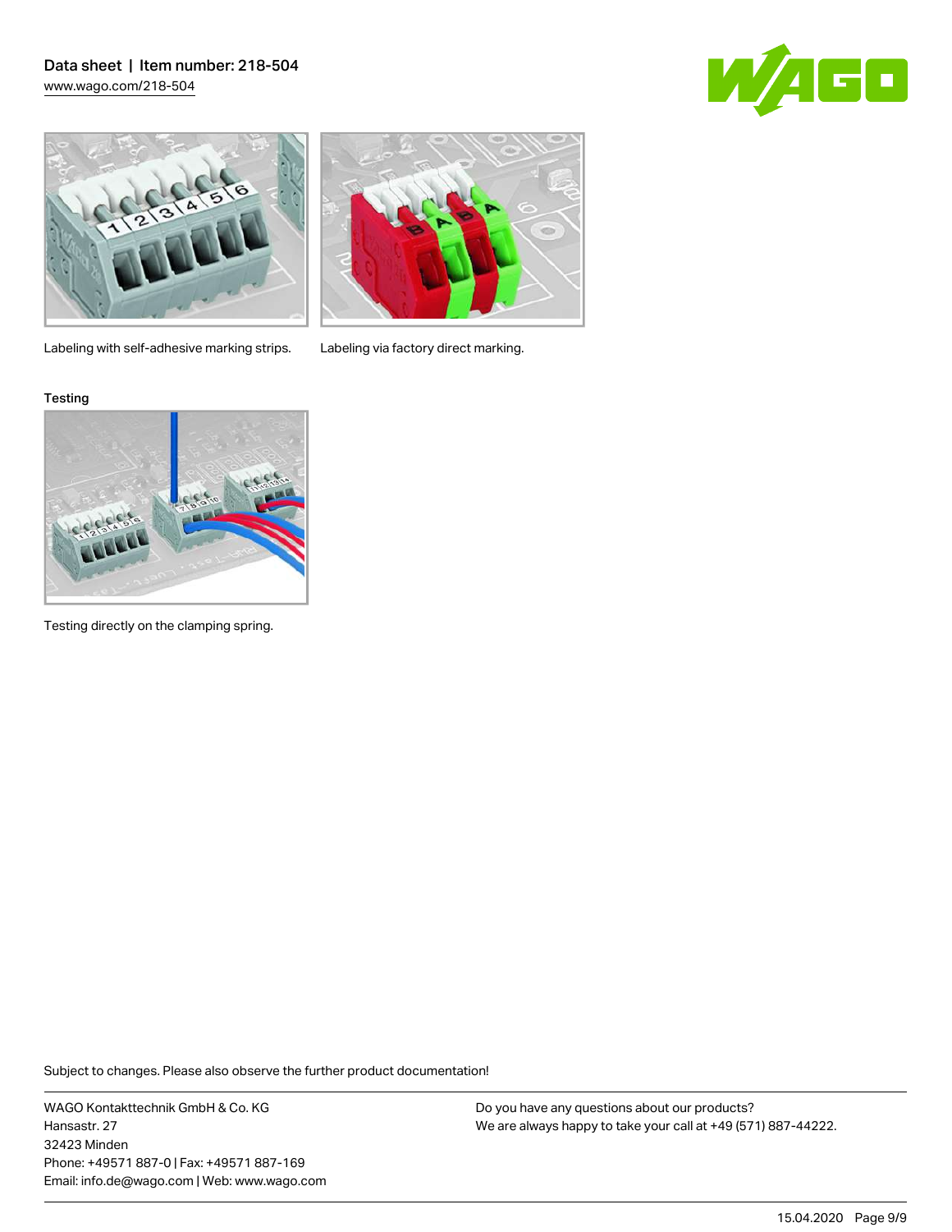Labeling with self-adhesive marking strips.

Labeling via factory direct marking.

Testing

Testing directly on the clamping spring.

Subject to changes. Please also observe the further product documentation!

WAGO Kontakttechnik GmbH & Co. KG
Hansastr. 27
32423 Minden
Phone: +49571 887-0 | Fax: +49571 887-169
Email: info.de@wago.com | Web: www.wago.com

Do you have any questions about our products?
We are always happy to take your call at +49 (571) 887-44222.